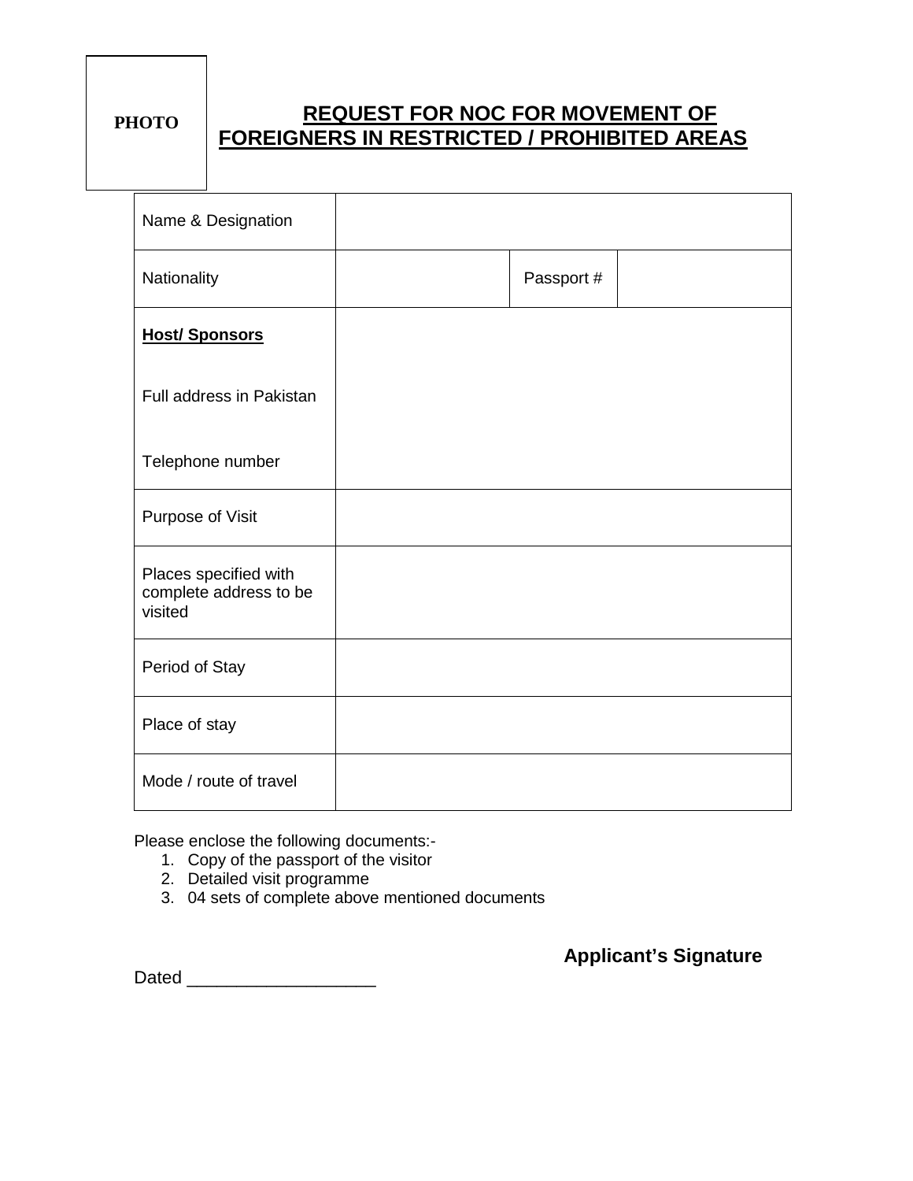PHOTO

# REQUEST FOR NOC FOR MOVEMENT OF FOREIGNERS IN RESTRICTED / PROHIBITED AREAS

| | | | |
|---|---|---|---|
| Name & Designation | | | |
| Nationality | | Passport # | |
| **Host/ Sponsors**<br><br>Full address in Pakistan<br><br>Telephone number | | | |
| Purpose of Visit | | | |
| Places specified with complete address to be visited | | | |
| Period of Stay | | | |
| Place of stay | | | |
| Mode / route of travel | | | |

Please enclose the following documents:-

1. Copy of the passport of the visitor
2. Detailed visit programme
3. 04 sets of complete above mentioned documents

**Applicant's Signature**

Dated ___________________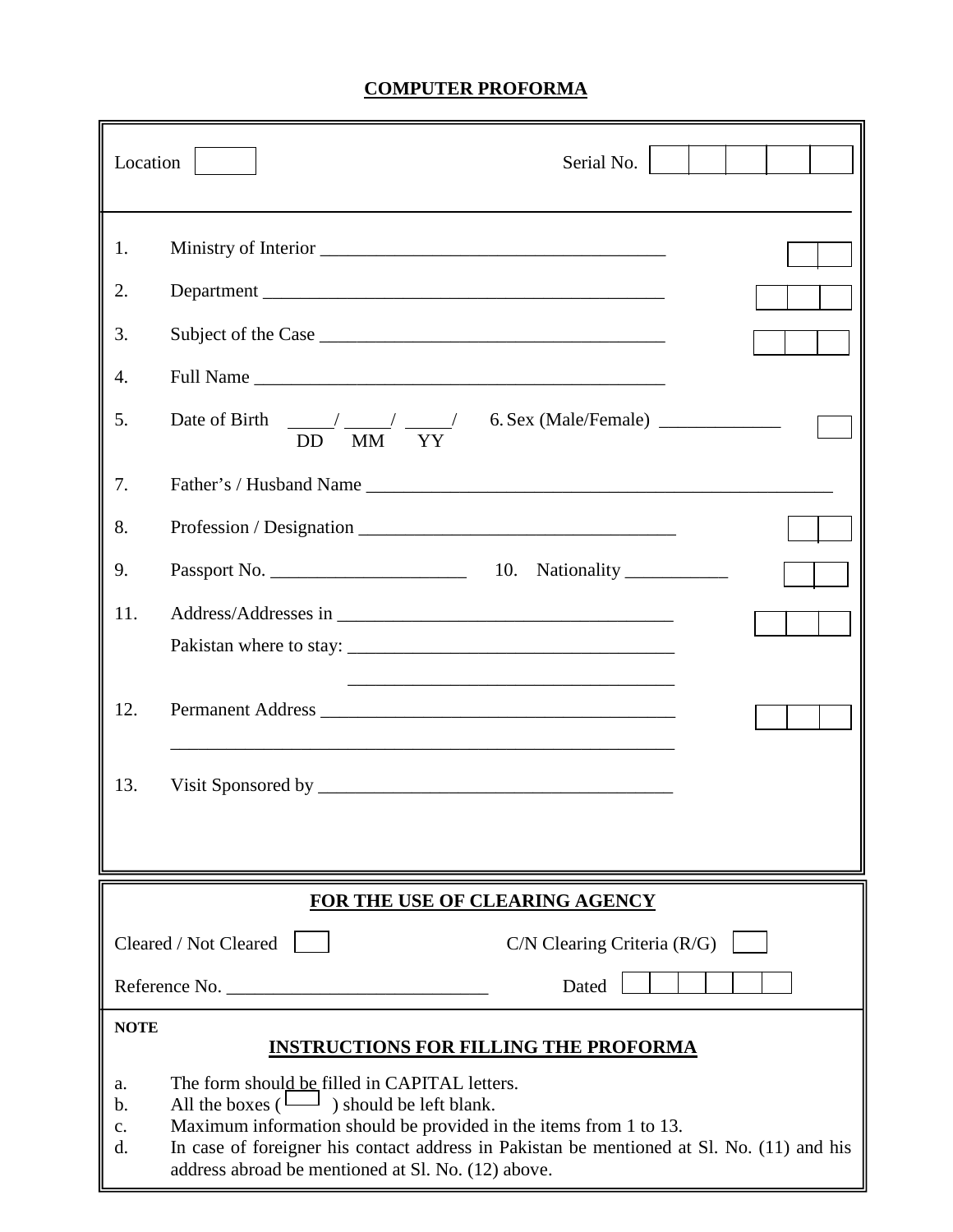# COMPUTER PROFORMA

Location ☐ Serial No. ☐☐☐☐☐

1. Ministry of Interior ______________________________________ ☐☐
2. Department ____________________________________________ ☐☐☐
3. Subject of the Case ______________________________________ ☐☐☐
4. Full Name _____________________________________________
5. Date of Birth _____/ _____/ _____/ (DD MM YY) 6. Sex (Male/Female) _____________ ☐
7. Father's / Husband Name ___________________________________________________
8. Profession / Designation __________________________________ ☐☐
9. Passport No. _____________________ 10. Nationality ___________ ☐☐
11. Address/Addresses in ____________________________________ ☐☐☐
    Pakistan where to stay: ___________________________________
    ___________________________________
12. Permanent Address ______________________________________ ☐☐☐
    ______________________________________________________
13. Visit Sponsored by ______________________________________

## FOR THE USE OF CLEARING AGENCY

Cleared / Not Cleared ☐ C/N Clearing Criteria (R/G) ☐

Reference No. ____________________________ Dated ☐☐☐☐☐☐

**NOTE**

## INSTRUCTIONS FOR FILLING THE PROFORMA

a. The form should be filled in CAPITAL letters.
b. All the boxes ( ☐ ) should be left blank.
c. Maximum information should be provided in the items from 1 to 13.
d. In case of foreigner his contact address in Pakistan be mentioned at Sl. No. (11) and his address abroad be mentioned at Sl. No. (12) above.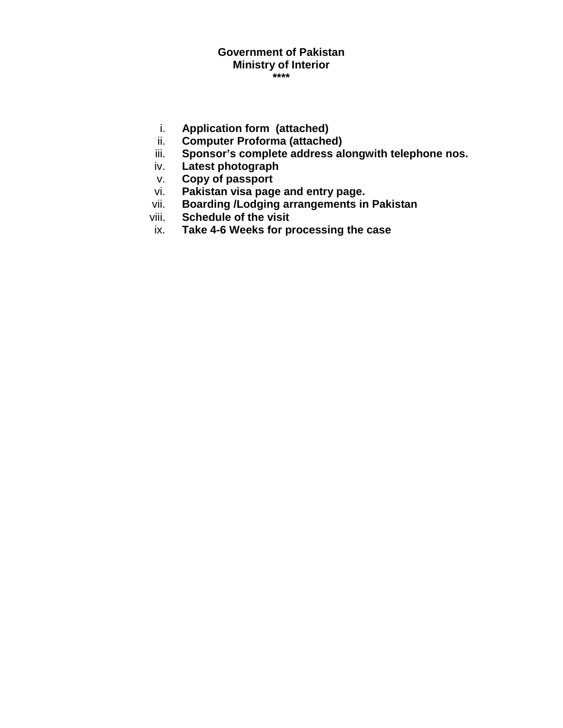**Government of Pakistan**
**Ministry of Interior**
**\*\*\*\***

i. **Application form (attached)**
ii. **Computer Proforma (attached)**
iii. **Sponsor's complete address alongwith telephone nos.**
iv. **Latest photograph**
v. **Copy of passport**
vi. **Pakistan visa page and entry page.**
vii. **Boarding /Lodging arrangements in Pakistan**
viii. **Schedule of the visit**
ix. **Take 4-6 Weeks for processing the case**